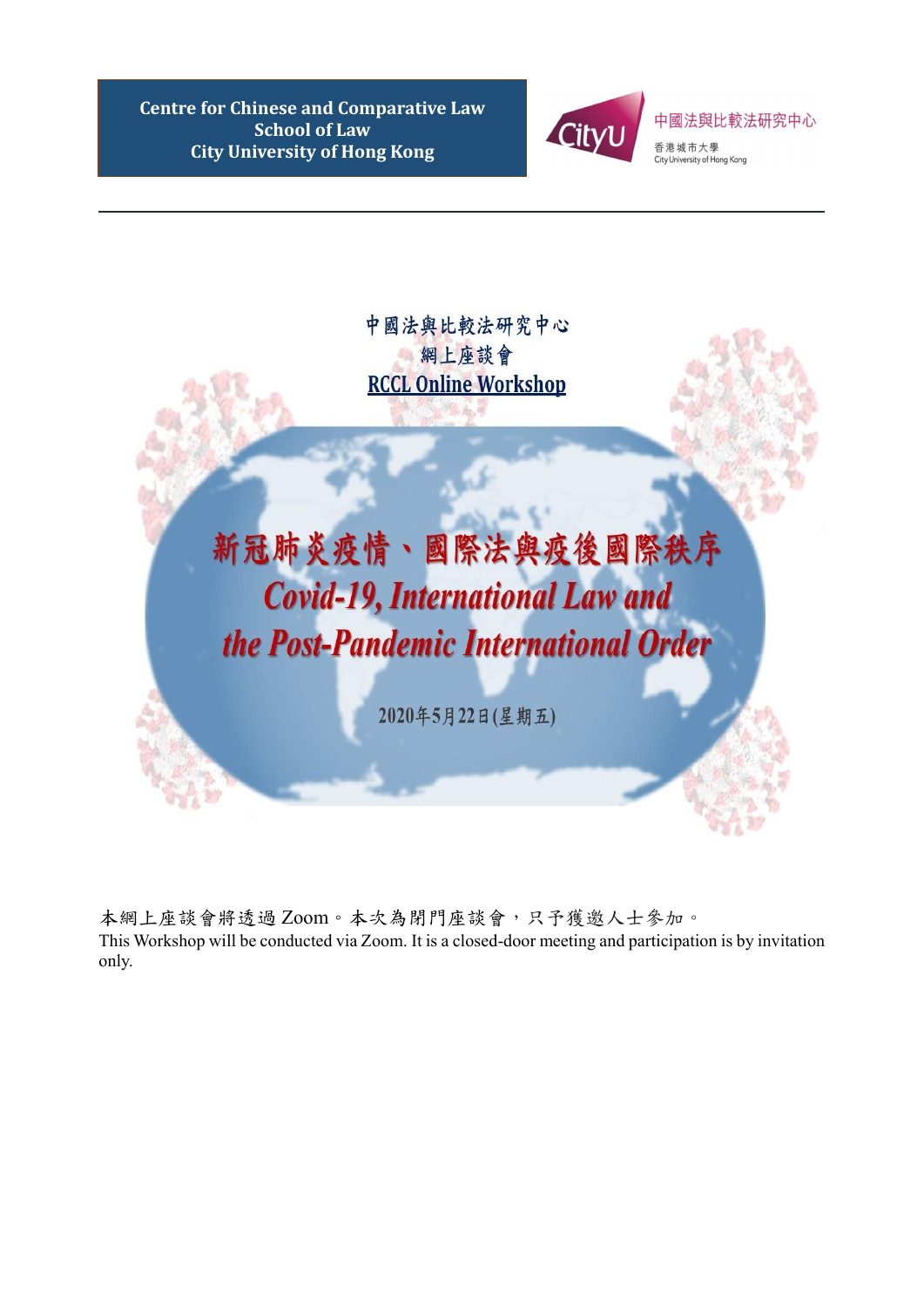**Centre for Chinese and Comparative Law**
**School of Law**
**City University of Hong Kong**

中國法與比較法研究中心
香港城市大學
City University of Hong Kong

---

中國法與比較法研究中心
網上座談會
**RCCL Online Workshop**

# 新冠肺炎疫情、國際法與疫後國際秩序
# *Covid-19, International Law and the Post-Pandemic International Order*

2020年5月22日(星期五)

本網上座談會將透過 Zoom。本次為閉門座談會，只予獲邀人士參加。
This Workshop will be conducted via Zoom. It is a closed-door meeting and participation is by invitation only.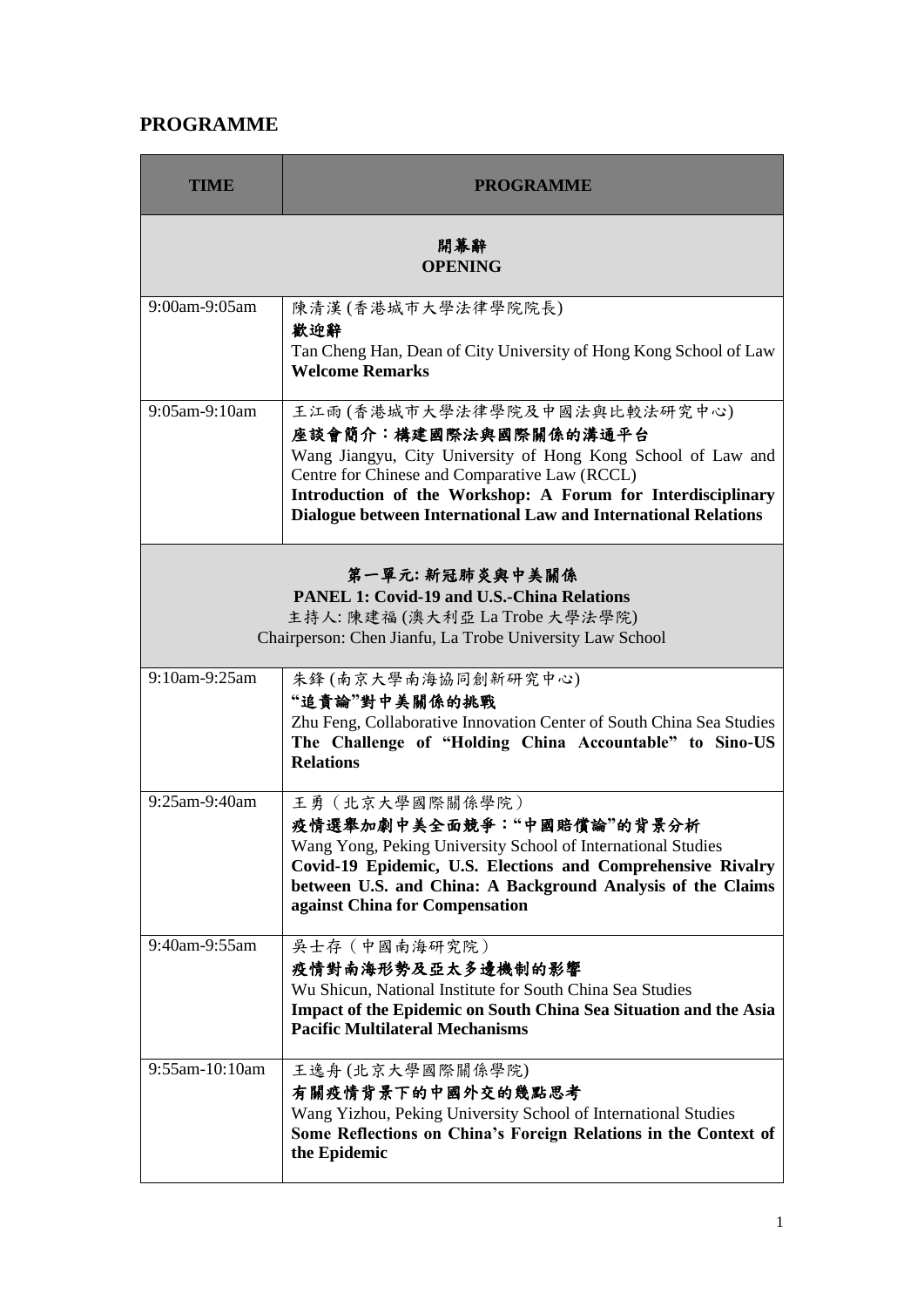## PROGRAMME

| TIME | PROGRAMME |
|---|---|
| **開幕辭**<br>**OPENING** | |
| 9:00am-9:05am | 陳清漢 (香港城市大學法律學院院長)<br>**歡迎辭**<br>Tan Cheng Han, Dean of City University of Hong Kong School of Law<br>**Welcome Remarks** |
| 9:05am-9:10am | 王江雨 (香港城市大學法律學院及中國法與比較法研究中心)<br>**座談會簡介：構建國際法與國際關係的溝通平台**<br>Wang Jiangyu, City University of Hong Kong School of Law and Centre for Chinese and Comparative Law (RCCL)<br>**Introduction of the Workshop: A Forum for Interdisciplinary Dialogue between International Law and International Relations** |
| **第一單元: 新冠肺炎與中美關係**<br>**PANEL 1: Covid-19 and U.S.-China Relations**<br>主持人: 陳建福 (澳大利亞 La Trobe 大學法學院)<br>Chairperson: Chen Jianfu, La Trobe University Law School | |
| 9:10am-9:25am | 朱鋒 (南京大學南海協同創新研究中心)<br>**"追責論"對中美關係的挑戰**<br>Zhu Feng, Collaborative Innovation Center of South China Sea Studies<br>**The Challenge of "Holding China Accountable" to Sino-US Relations** |
| 9:25am-9:40am | 王勇（北京大學國際關係學院）<br>**疫情選舉加劇中美全面競爭："中國賠償論"的背景分析**<br>Wang Yong, Peking University School of International Studies<br>**Covid-19 Epidemic, U.S. Elections and Comprehensive Rivalry between U.S. and China: A Background Analysis of the Claims against China for Compensation** |
| 9:40am-9:55am | 吳士存（中國南海研究院）<br>**疫情對南海形勢及亞太多邊機制的影響**<br>Wu Shicun, National Institute for South China Sea Studies<br>**Impact of the Epidemic on South China Sea Situation and the Asia Pacific Multilateral Mechanisms** |
| 9:55am-10:10am | 王逸舟 (北京大學國際關係學院)<br>**有關疫情背景下的中國外交的幾點思考**<br>Wang Yizhou, Peking University School of International Studies<br>**Some Reflections on China's Foreign Relations in the Context of the Epidemic** |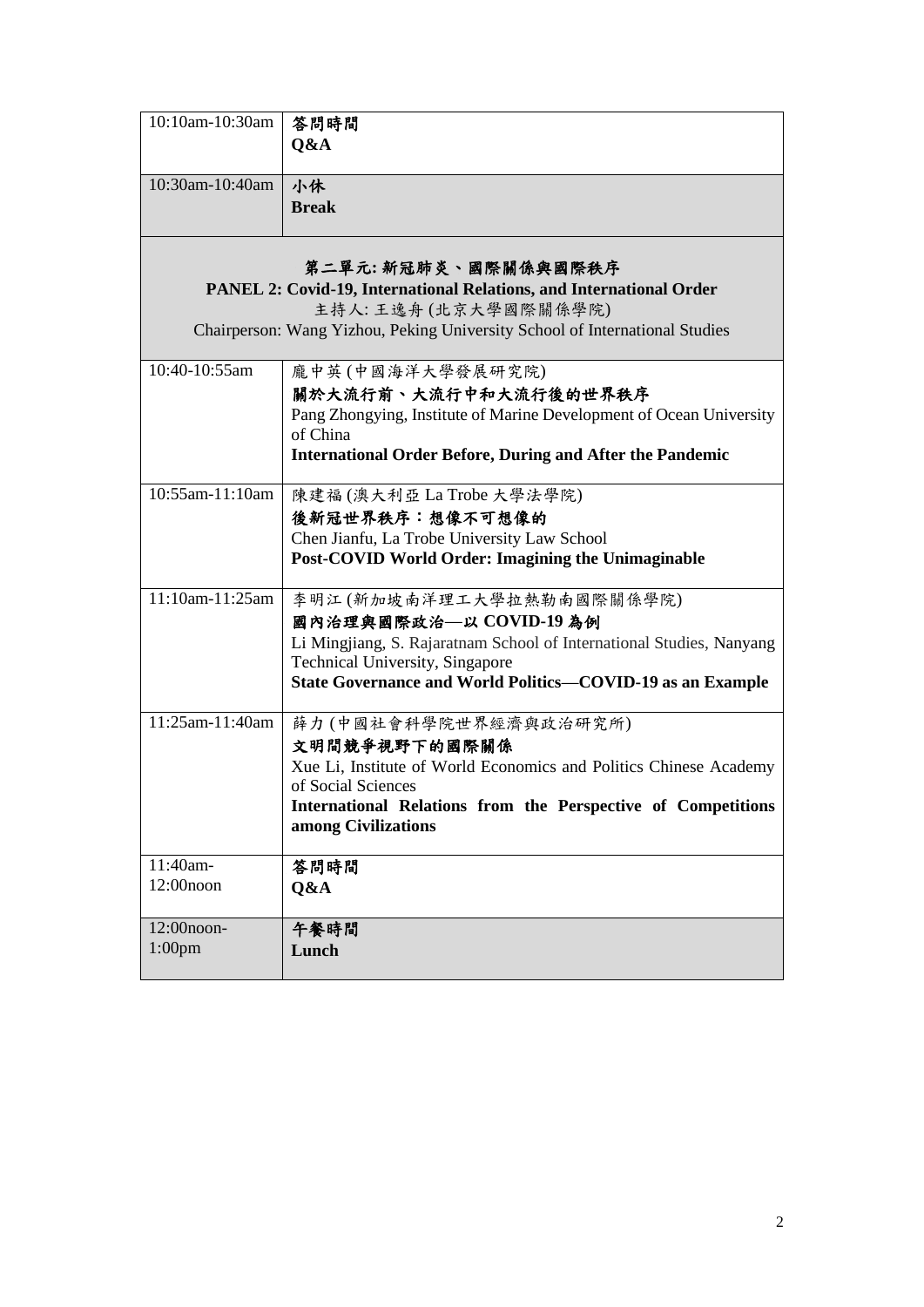| | |
|---|---|
| 10:10am-10:30am | **答問時間**<br>**Q&A** |
| 10:30am-10:40am | **小休**<br>**Break** |
| **第二單元: 新冠肺炎、國際關係與國際秩序**<br>**PANEL 2: Covid-19, International Relations, and International Order**<br>主持人: 王逸舟 (北京大學國際關係學院)<br>Chairperson: Wang Yizhou, Peking University School of International Studies | |
| 10:40-10:55am | 龐中英 (中國海洋大學發展研究院)<br>**關於大流行前、大流行中和大流行後的世界秩序**<br>Pang Zhongying, Institute of Marine Development of Ocean University of China<br>**International Order Before, During and After the Pandemic** |
| 10:55am-11:10am | 陳建福 (澳大利亞 La Trobe 大學法學院)<br>**後新冠世界秩序：想像不可想像的**<br>Chen Jianfu, La Trobe University Law School<br>**Post-COVID World Order: Imagining the Unimaginable** |
| 11:10am-11:25am | 李明江 (新加坡南洋理工大學拉熱勒南國際關係學院)<br>**國內治理與國際政治—以 COVID-19 為例**<br>Li Mingjiang, S. Rajaratnam School of International Studies, Nanyang Technical University, Singapore<br>**State Governance and World Politics—COVID-19 as an Example** |
| 11:25am-11:40am | 薛力 (中國社會科學院世界經濟與政治研究所)<br>**文明間競爭視野下的國際關係**<br>Xue Li, Institute of World Economics and Politics Chinese Academy of Social Sciences<br>**International Relations from the Perspective of Competitions among Civilizations** |
| 11:40am-12:00noon | **答問時間**<br>**Q&A** |
| 12:00noon-1:00pm | **午餐時間**<br>**Lunch** |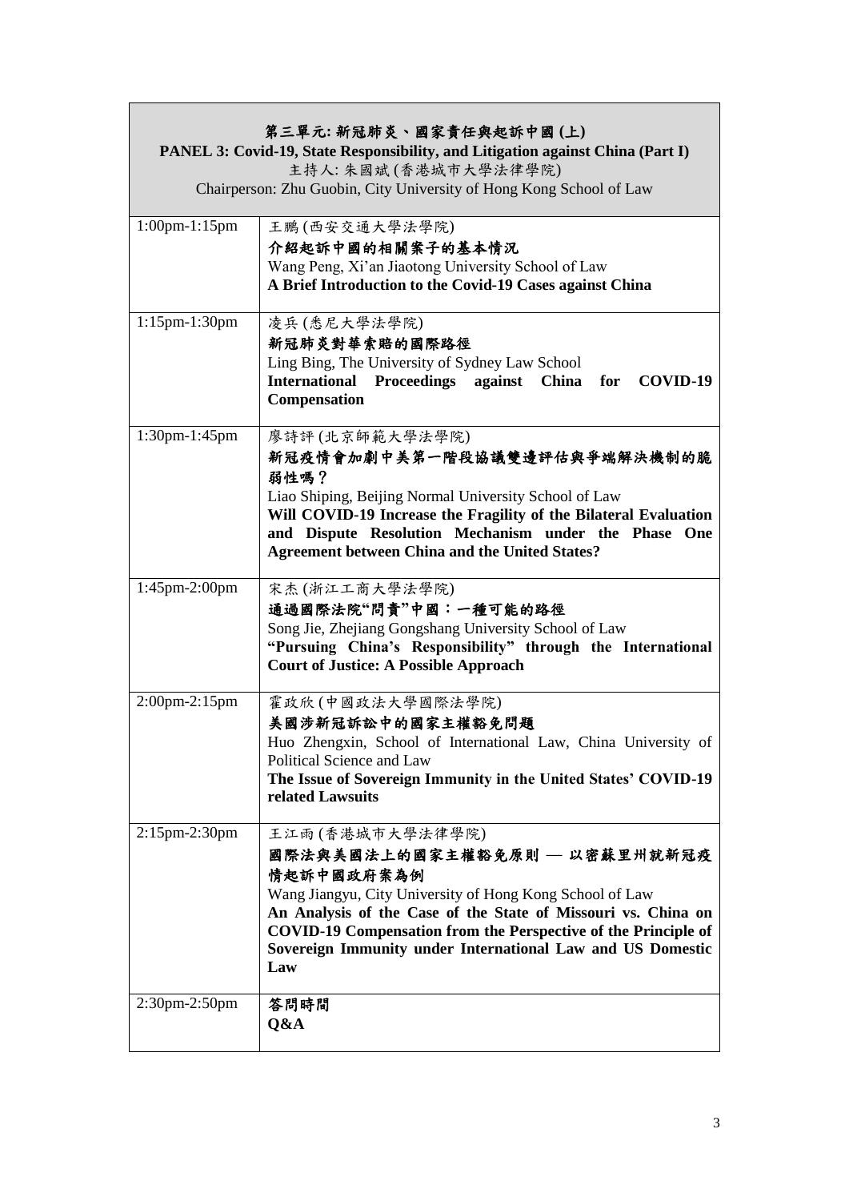| 第三單元: 新冠肺炎、國家責任與起訴中國 (上)<br>**PANEL 3: Covid-19, State Responsibility, and Litigation against China (Part I)**<br>主持人: 朱國斌 (香港城市大學法律學院)<br>Chairperson: Zhu Guobin, City University of Hong Kong School of Law | |
|---|---|
| 1:00pm-1:15pm | 王鵬 (西安交通大學法學院)<br>**介紹起訴中國的相關案子的基本情況**<br>Wang Peng, Xi'an Jiaotong University School of Law<br>**A Brief Introduction to the Covid-19 Cases against China** |
| 1:15pm-1:30pm | 凌兵 (悉尼大學法學院)<br>**新冠肺炎對華索賠的國際路徑**<br>Ling Bing, The University of Sydney Law School<br>**International Proceedings against China for COVID-19 Compensation** |
| 1:30pm-1:45pm | 廖詩評 (北京師範大學法學院)<br>**新冠疫情會加劇中美第一階段協議雙邊評估與爭端解決機制的脆弱性嗎？**<br>Liao Shiping, Beijing Normal University School of Law<br>**Will COVID-19 Increase the Fragility of the Bilateral Evaluation and Dispute Resolution Mechanism under the Phase One Agreement between China and the United States?** |
| 1:45pm-2:00pm | 宋杰 (浙江工商大學法學院)<br>**通過國際法院"問責"中國：一種可能的路徑**<br>Song Jie, Zhejiang Gongshang University School of Law<br>**"Pursuing China's Responsibility" through the International Court of Justice: A Possible Approach** |
| 2:00pm-2:15pm | 霍政欣 (中國政法大學國際法學院)<br>**美國涉新冠訴訟中的國家主權豁免問題**<br>Huo Zhengxin, School of International Law, China University of Political Science and Law<br>**The Issue of Sovereign Immunity in the United States' COVID-19 related Lawsuits** |
| 2:15pm-2:30pm | 王江雨 (香港城市大學法律學院)<br>**國際法與美國法上的國家主權豁免原則 — 以密蘇里州就新冠疫情起訴中國政府案為例**<br>Wang Jiangyu, City University of Hong Kong School of Law<br>**An Analysis of the Case of the State of Missouri vs. China on COVID-19 Compensation from the Perspective of the Principle of Sovereign Immunity under International Law and US Domestic Law** |
| 2:30pm-2:50pm | **答問時間**<br>**Q&A** |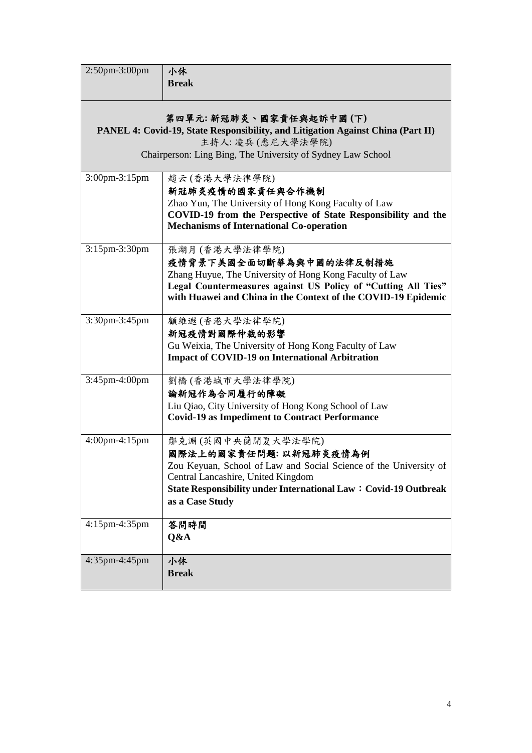| | |
|---|---|
| 2:50pm-3:00pm | **小休**<br>**Break** |
| **第四單元: 新冠肺炎、國家責任與起訴中國 (下)**<br>**PANEL 4: Covid-19, State Responsibility, and Litigation Against China (Part II)**<br>主持人: 凌兵 (悉尼大學法學院)<br>Chairperson: Ling Bing, The University of Sydney Law School | |
| 3:00pm-3:15pm | 趙云 (香港大學法律學院)<br>**新冠肺炎疫情的國家責任與合作機制**<br>Zhao Yun, The University of Hong Kong Faculty of Law<br>**COVID-19 from the Perspective of State Responsibility and the Mechanisms of International Co-operation** |
| 3:15pm-3:30pm | 張湖月 (香港大學法律學院)<br>**疫情背景下美國全面切斷華為與中國的法律反制措施**<br>Zhang Huyue, The University of Hong Kong Faculty of Law<br>**Legal Countermeasures against US Policy of "Cutting All Ties" with Huawei and China in the Context of the COVID-19 Epidemic** |
| 3:30pm-3:45pm | 顧維遐 (香港大學法律學院)<br>**新冠疫情對國際仲裁的影響**<br>Gu Weixia, The University of Hong Kong Faculty of Law<br>**Impact of COVID-19 on International Arbitration** |
| 3:45pm-4:00pm | 劉橋 (香港城市大學法律學院)<br>**論新冠作為合同履行的障礙**<br>Liu Qiao, City University of Hong Kong School of Law<br>**Covid-19 as Impediment to Contract Performance** |
| 4:00pm-4:15pm | 鄒克淵 (英國中央蘭開夏大學法學院)<br>**國際法上的國家責任問題: 以新冠肺炎疫情為例**<br>Zou Keyuan, School of Law and Social Science of the University of Central Lancashire, United Kingdom<br>**State Responsibility under International Law：Covid-19 Outbreak as a Case Study** |
| 4:15pm-4:35pm | **答問時間**<br>**Q&A** |
| 4:35pm-4:45pm | **小休**<br>**Break** |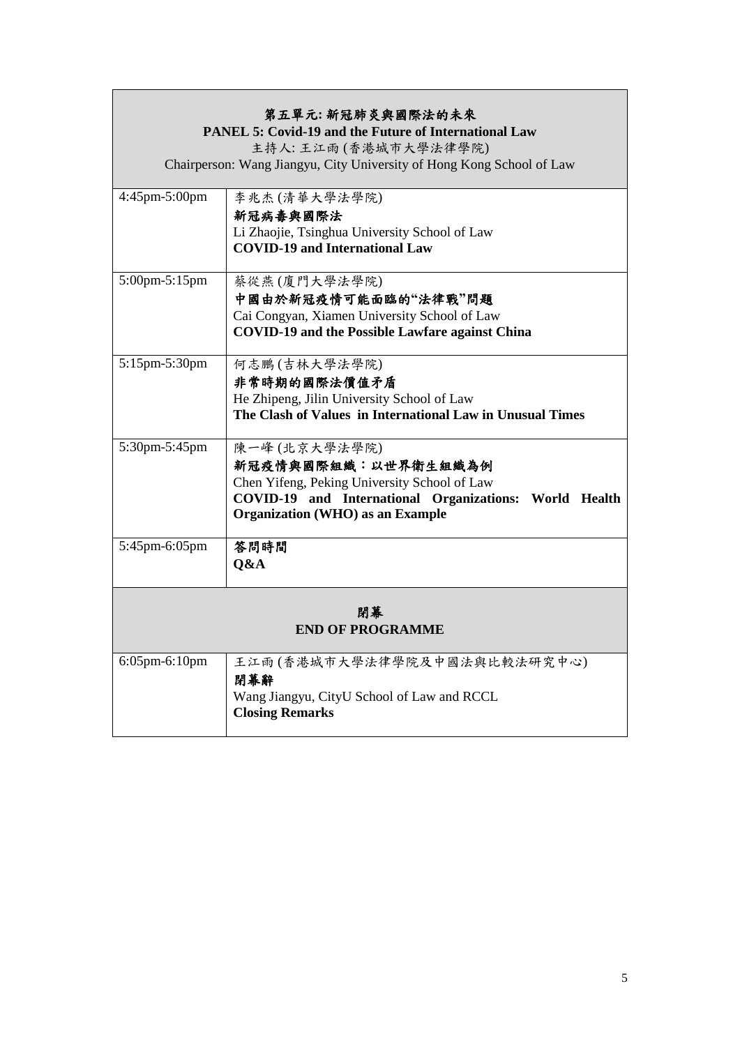| | |
|---|---|
| **第五單元: 新冠肺炎與國際法的未來**<br>**PANEL 5: Covid-19 and the Future of International Law**<br>主持人: 王江雨 (香港城市大學法律學院)<br>Chairperson: Wang Jiangyu, City University of Hong Kong School of Law | |
| 4:45pm-5:00pm | 李兆杰 (清華大學法學院)<br>**新冠病毒與國際法**<br>Li Zhaojie, Tsinghua University School of Law<br>**COVID-19 and International Law** |
| 5:00pm-5:15pm | 蔡從燕 (廈門大學法學院)<br>**中國由於新冠疫情可能面臨的"法律戰"問題**<br>Cai Congyan, Xiamen University School of Law<br>**COVID-19 and the Possible Lawfare against China** |
| 5:15pm-5:30pm | 何志鵬 (吉林大學法學院)<br>**非常時期的國際法價值矛盾**<br>He Zhipeng, Jilin University School of Law<br>**The Clash of Values in International Law in Unusual Times** |
| 5:30pm-5:45pm | 陳一峰 (北京大學法學院)<br>**新冠疫情與國際組織：以世界衛生組織為例**<br>Chen Yifeng, Peking University School of Law<br>**COVID-19 and International Organizations: World Health Organization (WHO) as an Example** |
| 5:45pm-6:05pm | **答問時間**<br>**Q&A** |
| **閉幕**<br>**END OF PROGRAMME** | |
| 6:05pm-6:10pm | 王江雨 (香港城市大學法律學院及中國法與比較法研究中心)<br>**閉幕辭**<br>Wang Jiangyu, CityU School of Law and RCCL<br>**Closing Remarks** |